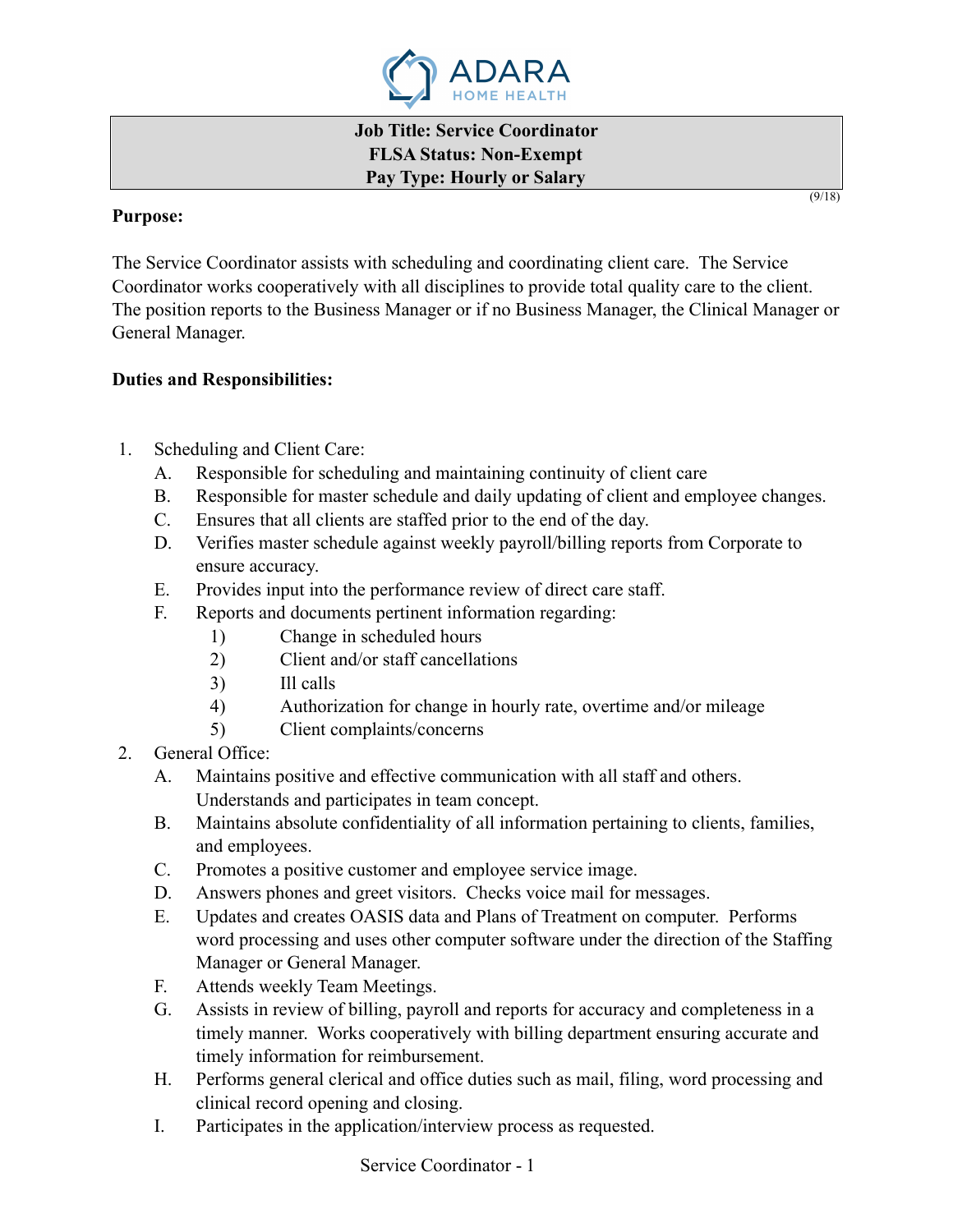ADARA HOME HEALTH

**Job Title: Service Coordinator**
**FLSA Status: Non-Exempt**
**Pay Type: Hourly or Salary**

(9/18)

**Purpose:**

The Service Coordinator assists with scheduling and coordinating client care. The Service Coordinator works cooperatively with all disciplines to provide total quality care to the client. The position reports to the Business Manager or if no Business Manager, the Clinical Manager or General Manager.

**Duties and Responsibilities:**

1. Scheduling and Client Care:
   - A. Responsible for scheduling and maintaining continuity of client care
   - B. Responsible for master schedule and daily updating of client and employee changes.
   - C. Ensures that all clients are staffed prior to the end of the day.
   - D. Verifies master schedule against weekly payroll/billing reports from Corporate to ensure accuracy.
   - E. Provides input into the performance review of direct care staff.
   - F. Reports and documents pertinent information regarding:
     - 1) Change in scheduled hours
     - 2) Client and/or staff cancellations
     - 3) Ill calls
     - 4) Authorization for change in hourly rate, overtime and/or mileage
     - 5) Client complaints/concerns
2. General Office:
   - A. Maintains positive and effective communication with all staff and others. Understands and participates in team concept.
   - B. Maintains absolute confidentiality of all information pertaining to clients, families, and employees.
   - C. Promotes a positive customer and employee service image.
   - D. Answers phones and greet visitors. Checks voice mail for messages.
   - E. Updates and creates OASIS data and Plans of Treatment on computer. Performs word processing and uses other computer software under the direction of the Staffing Manager or General Manager.
   - F. Attends weekly Team Meetings.
   - G. Assists in review of billing, payroll and reports for accuracy and completeness in a timely manner. Works cooperatively with billing department ensuring accurate and timely information for reimbursement.
   - H. Performs general clerical and office duties such as mail, filing, word processing and clinical record opening and closing.
   - I. Participates in the application/interview process as requested.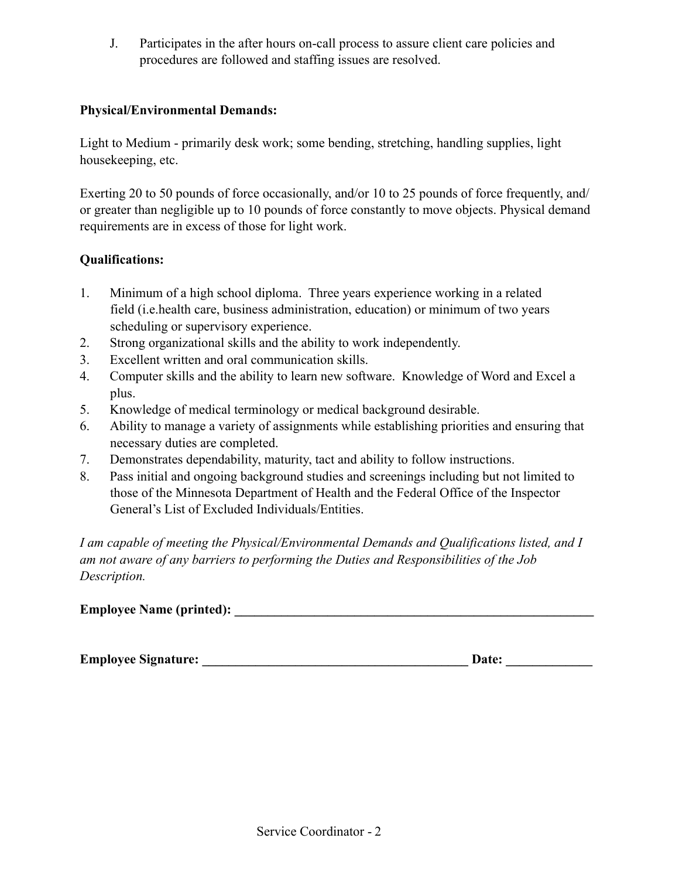J. Participates in the after hours on-call process to assure client care policies and procedures are followed and staffing issues are resolved.

**Physical/Environmental Demands:**

Light to Medium - primarily desk work; some bending, stretching, handling supplies, light housekeeping, etc.

Exerting 20 to 50 pounds of force occasionally, and/or 10 to 25 pounds of force frequently, and/or greater than negligible up to 10 pounds of force constantly to move objects. Physical demand requirements are in excess of those for light work.

**Qualifications:**

1. Minimum of a high school diploma. Three years experience working in a related field (i.e.health care, business administration, education) or minimum of two years scheduling or supervisory experience.
2. Strong organizational skills and the ability to work independently.
3. Excellent written and oral communication skills.
4. Computer skills and the ability to learn new software. Knowledge of Word and Excel a plus.
5. Knowledge of medical terminology or medical background desirable.
6. Ability to manage a variety of assignments while establishing priorities and ensuring that necessary duties are completed.
7. Demonstrates dependability, maturity, tact and ability to follow instructions.
8. Pass initial and ongoing background studies and screenings including but not limited to those of the Minnesota Department of Health and the Federal Office of the Inspector General's List of Excluded Individuals/Entities.

*I am capable of meeting the Physical/Environmental Demands and Qualifications listed, and I am not aware of any barriers to performing the Duties and Responsibilities of the Job Description.*

**Employee Name (printed):** ___________________________________________________________

**Employee Signature:** _________________________________________ **Date:** _____________